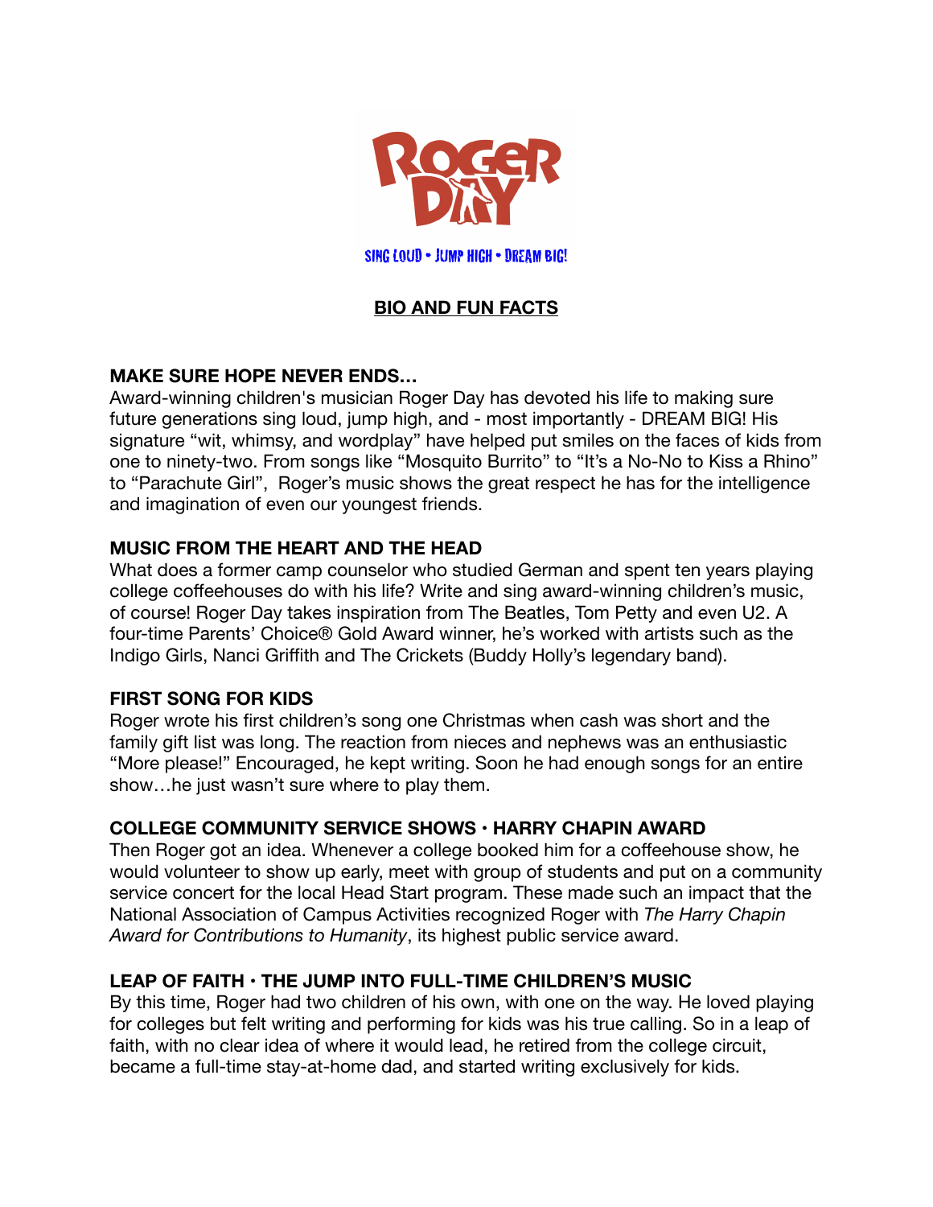# ROGER DAY

SING LOUD • JUMP HIGH • DREAM BIG!

## BIO AND FUN FACTS

### MAKE SURE HOPE NEVER ENDS…

Award-winning children's musician Roger Day has devoted his life to making sure future generations sing loud, jump high, and - most importantly - DREAM BIG! His signature "wit, whimsy, and wordplay" have helped put smiles on the faces of kids from one to ninety-two. From songs like "Mosquito Burrito" to "It's a No-No to Kiss a Rhino" to "Parachute Girl", Roger's music shows the great respect he has for the intelligence and imagination of even our youngest friends.

### MUSIC FROM THE HEART AND THE HEAD

What does a former camp counselor who studied German and spent ten years playing college coffeehouses do with his life? Write and sing award-winning children's music, of course! Roger Day takes inspiration from The Beatles, Tom Petty and even U2. A four-time Parents' Choice® Gold Award winner, he's worked with artists such as the Indigo Girls, Nanci Griffith and The Crickets (Buddy Holly's legendary band).

### FIRST SONG FOR KIDS

Roger wrote his first children's song one Christmas when cash was short and the family gift list was long. The reaction from nieces and nephews was an enthusiastic "More please!" Encouraged, he kept writing. Soon he had enough songs for an entire show…he just wasn't sure where to play them.

### COLLEGE COMMUNITY SERVICE SHOWS • HARRY CHAPIN AWARD

Then Roger got an idea. Whenever a college booked him for a coffeehouse show, he would volunteer to show up early, meet with group of students and put on a community service concert for the local Head Start program. These made such an impact that the National Association of Campus Activities recognized Roger with *The Harry Chapin Award for Contributions to Humanity*, its highest public service award.

### LEAP OF FAITH • THE JUMP INTO FULL-TIME CHILDREN'S MUSIC

By this time, Roger had two children of his own, with one on the way. He loved playing for colleges but felt writing and performing for kids was his true calling. So in a leap of faith, with no clear idea of where it would lead, he retired from the college circuit, became a full-time stay-at-home dad, and started writing exclusively for kids.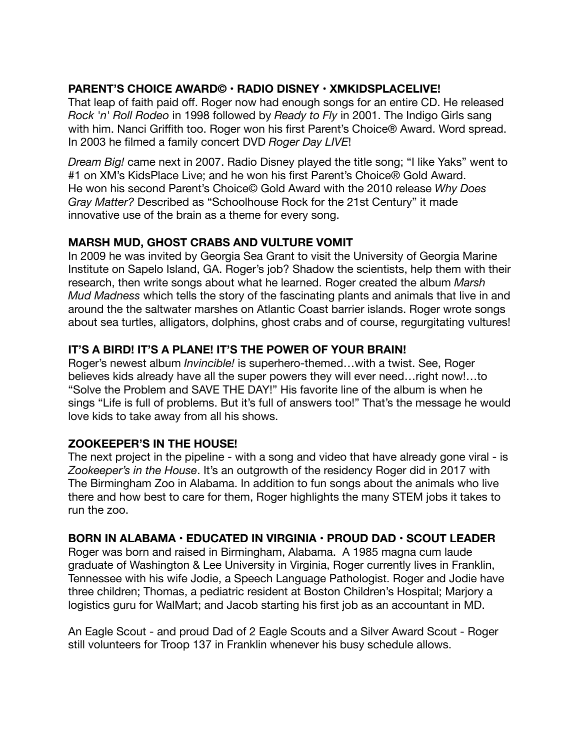**PARENT'S CHOICE AWARD© · RADIO DISNEY · XMKIDSPLACELIVE!**

That leap of faith paid off. Roger now had enough songs for an entire CD. He released *Rock 'n' Roll Rodeo* in 1998 followed by *Ready to Fly* in 2001. The Indigo Girls sang with him. Nanci Griffith too. Roger won his first Parent's Choice® Award. Word spread. In 2003 he filmed a family concert DVD *Roger Day LIVE*!

*Dream Big!* came next in 2007. Radio Disney played the title song; "I like Yaks" went to #1 on XM's KidsPlace Live; and he won his first Parent's Choice® Gold Award. He won his second Parent's Choice© Gold Award with the 2010 release *Why Does Gray Matter?* Described as "Schoolhouse Rock for the 21st Century" it made innovative use of the brain as a theme for every song.

**MARSH MUD, GHOST CRABS AND VULTURE VOMIT**

In 2009 he was invited by Georgia Sea Grant to visit the University of Georgia Marine Institute on Sapelo Island, GA. Roger's job? Shadow the scientists, help them with their research, then write songs about what he learned. Roger created the album *Marsh Mud Madness* which tells the story of the fascinating plants and animals that live in and around the the saltwater marshes on Atlantic Coast barrier islands. Roger wrote songs about sea turtles, alligators, dolphins, ghost crabs and of course, regurgitating vultures!

**IT'S A BIRD! IT'S A PLANE! IT'S THE POWER OF YOUR BRAIN!**

Roger's newest album *Invincible!* is superhero-themed…with a twist. See, Roger believes kids already have all the super powers they will ever need…right now!…to "Solve the Problem and SAVE THE DAY!" His favorite line of the album is when he sings "Life is full of problems. But it's full of answers too!" That's the message he would love kids to take away from all his shows.

**ZOOKEEPER'S IN THE HOUSE!**

The next project in the pipeline - with a song and video that have already gone viral - is *Zookeeper's in the House*. It's an outgrowth of the residency Roger did in 2017 with The Birmingham Zoo in Alabama. In addition to fun songs about the animals who live there and how best to care for them, Roger highlights the many STEM jobs it takes to run the zoo.

**BORN IN ALABAMA · EDUCATED IN VIRGINIA · PROUD DAD · SCOUT LEADER**

Roger was born and raised in Birmingham, Alabama. A 1985 magna cum laude graduate of Washington & Lee University in Virginia, Roger currently lives in Franklin, Tennessee with his wife Jodie, a Speech Language Pathologist. Roger and Jodie have three children; Thomas, a pediatric resident at Boston Children's Hospital; Marjory a logistics guru for WalMart; and Jacob starting his first job as an accountant in MD.

An Eagle Scout - and proud Dad of 2 Eagle Scouts and a Silver Award Scout - Roger still volunteers for Troop 137 in Franklin whenever his busy schedule allows.